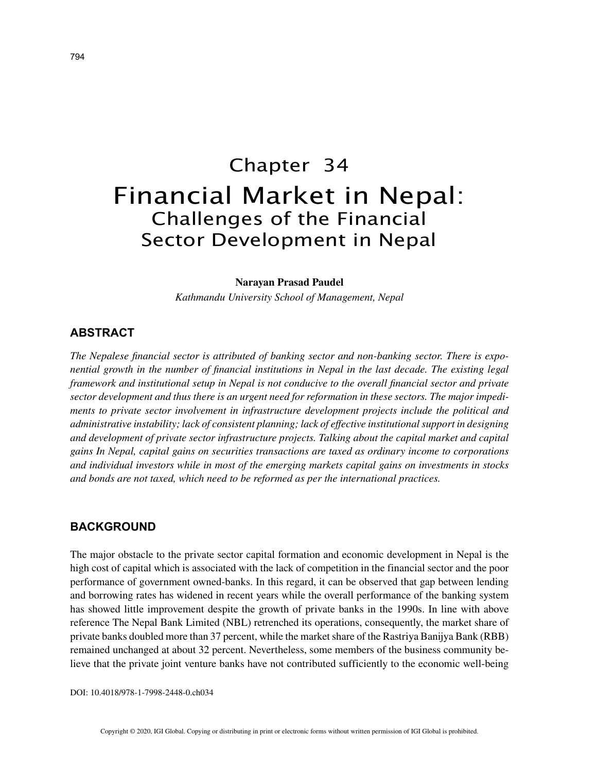# Chapter 34

# Financial Market in Nepal:

## Challenges of the Financial Sector Development in Nepal

**Narayan Prasad Paudel**

*Kathmandu University School of Management, Nepal*

## ABSTRACT

*The Nepalese financial sector is attributed of banking sector and non-banking sector. There is exponential growth in the number of financial institutions in Nepal in the last decade. The existing legal framework and institutional setup in Nepal is not conducive to the overall financial sector and private sector development and thus there is an urgent need for reformation in these sectors. The major impediments to private sector involvement in infrastructure development projects include the political and administrative instability; lack of consistent planning; lack of effective institutional support in designing and development of private sector infrastructure projects. Talking about the capital market and capital gains In Nepal, capital gains on securities transactions are taxed as ordinary income to corporations and individual investors while in most of the emerging markets capital gains on investments in stocks and bonds are not taxed, which need to be reformed as per the international practices.*

## BACKGROUND

The major obstacle to the private sector capital formation and economic development in Nepal is the high cost of capital which is associated with the lack of competition in the financial sector and the poor performance of government owned-banks. In this regard, it can be observed that gap between lending and borrowing rates has widened in recent years while the overall performance of the banking system has showed little improvement despite the growth of private banks in the 1990s. In line with above reference The Nepal Bank Limited (NBL) retrenched its operations, consequently, the market share of private banks doubled more than 37 percent, while the market share of the Rastriya Banijya Bank (RBB) remained unchanged at about 32 percent. Nevertheless, some members of the business community believe that the private joint venture banks have not contributed sufficiently to the economic well-being

DOI: 10.4018/978-1-7998-2448-0.ch034

Copyright © 2020, IGI Global. Copying or distributing in print or electronic forms without written permission of IGI Global is prohibited.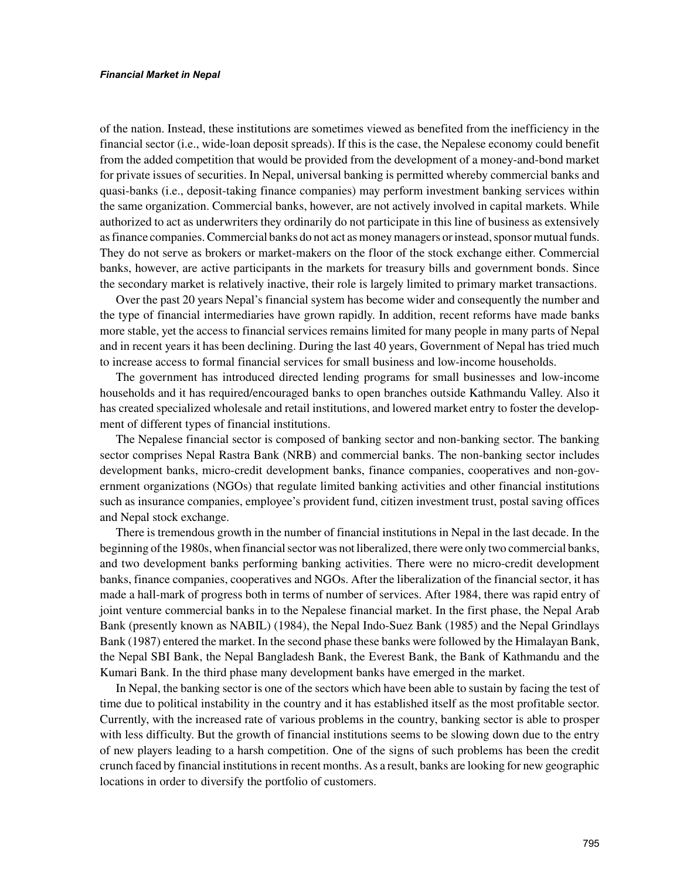of the nation. Instead, these institutions are sometimes viewed as benefited from the inefficiency in the financial sector (i.e., wide-loan deposit spreads). If this is the case, the Nepalese economy could benefit from the added competition that would be provided from the development of a money-and-bond market for private issues of securities. In Nepal, universal banking is permitted whereby commercial banks and quasi-banks (i.e., deposit-taking finance companies) may perform investment banking services within the same organization. Commercial banks, however, are not actively involved in capital markets. While authorized to act as underwriters they ordinarily do not participate in this line of business as extensively as finance companies. Commercial banks do not act as money managers or instead, sponsor mutual funds. They do not serve as brokers or market-makers on the floor of the stock exchange either. Commercial banks, however, are active participants in the markets for treasury bills and government bonds. Since the secondary market is relatively inactive, their role is largely limited to primary market transactions.

Over the past 20 years Nepal's financial system has become wider and consequently the number and the type of financial intermediaries have grown rapidly. In addition, recent reforms have made banks more stable, yet the access to financial services remains limited for many people in many parts of Nepal and in recent years it has been declining. During the last 40 years, Government of Nepal has tried much to increase access to formal financial services for small business and low-income households.

The government has introduced directed lending programs for small businesses and low-income households and it has required/encouraged banks to open branches outside Kathmandu Valley. Also it has created specialized wholesale and retail institutions, and lowered market entry to foster the development of different types of financial institutions.

The Nepalese financial sector is composed of banking sector and non-banking sector. The banking sector comprises Nepal Rastra Bank (NRB) and commercial banks. The non-banking sector includes development banks, micro-credit development banks, finance companies, cooperatives and non-government organizations (NGOs) that regulate limited banking activities and other financial institutions such as insurance companies, employee's provident fund, citizen investment trust, postal saving offices and Nepal stock exchange.

There is tremendous growth in the number of financial institutions in Nepal in the last decade. In the beginning of the 1980s, when financial sector was not liberalized, there were only two commercial banks, and two development banks performing banking activities. There were no micro-credit development banks, finance companies, cooperatives and NGOs. After the liberalization of the financial sector, it has made a hall-mark of progress both in terms of number of services. After 1984, there was rapid entry of joint venture commercial banks in to the Nepalese financial market. In the first phase, the Nepal Arab Bank (presently known as NABIL) (1984), the Nepal Indo-Suez Bank (1985) and the Nepal Grindlays Bank (1987) entered the market. In the second phase these banks were followed by the Himalayan Bank, the Nepal SBI Bank, the Nepal Bangladesh Bank, the Everest Bank, the Bank of Kathmandu and the Kumari Bank. In the third phase many development banks have emerged in the market.

In Nepal, the banking sector is one of the sectors which have been able to sustain by facing the test of time due to political instability in the country and it has established itself as the most profitable sector. Currently, with the increased rate of various problems in the country, banking sector is able to prosper with less difficulty. But the growth of financial institutions seems to be slowing down due to the entry of new players leading to a harsh competition. One of the signs of such problems has been the credit crunch faced by financial institutions in recent months. As a result, banks are looking for new geographic locations in order to diversify the portfolio of customers.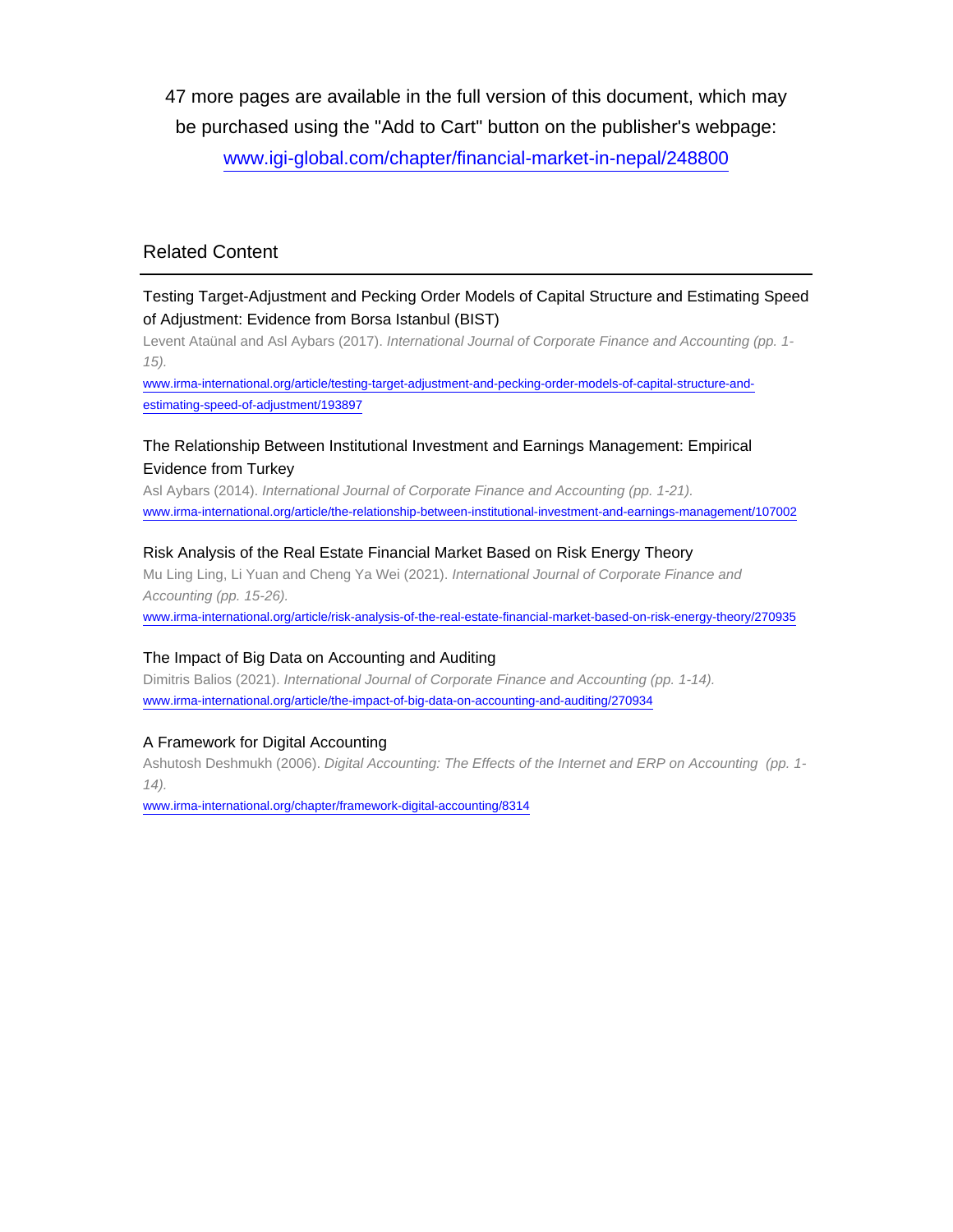47 more pages are available in the full version of this document, which may be purchased using the "Add to Cart" button on the publisher's webpage: [www.igi-global.com/chapter/financial-market-in-nepal/248800](www.igi-global.com/chapter/financial-market-in-nepal/248800)

## Related Content

Testing Target-Adjustment and Pecking Order Models of Capital Structure and Estimating Speed of Adjustment: Evidence from Borsa Istanbul (BIST)

Levent Ataünal and Asl Aybars (2017). *International Journal of Corporate Finance and Accounting (pp. 1-15).*

[www.irma-international.org/article/testing-target-adjustment-and-pecking-order-models-of-capital-structure-and-estimating-speed-of-adjustment/193897](www.irma-international.org/article/testing-target-adjustment-and-pecking-order-models-of-capital-structure-and-estimating-speed-of-adjustment/193897)

The Relationship Between Institutional Investment and Earnings Management: Empirical Evidence from Turkey

Asl Aybars (2014). *International Journal of Corporate Finance and Accounting (pp. 1-21).*

[www.irma-international.org/article/the-relationship-between-institutional-investment-and-earnings-management/107002](www.irma-international.org/article/the-relationship-between-institutional-investment-and-earnings-management/107002)

Risk Analysis of the Real Estate Financial Market Based on Risk Energy Theory

Mu Ling Ling, Li Yuan and Cheng Ya Wei (2021). *International Journal of Corporate Finance and Accounting (pp. 15-26).*

[www.irma-international.org/article/risk-analysis-of-the-real-estate-financial-market-based-on-risk-energy-theory/270935](www.irma-international.org/article/risk-analysis-of-the-real-estate-financial-market-based-on-risk-energy-theory/270935)

The Impact of Big Data on Accounting and Auditing

Dimitris Balios (2021). *International Journal of Corporate Finance and Accounting (pp. 1-14).*

[www.irma-international.org/article/the-impact-of-big-data-on-accounting-and-auditing/270934](www.irma-international.org/article/the-impact-of-big-data-on-accounting-and-auditing/270934)

A Framework for Digital Accounting

Ashutosh Deshmukh (2006). *Digital Accounting: The Effects of the Internet and ERP on Accounting (pp. 1-14).*

[www.irma-international.org/chapter/framework-digital-accounting/8314](www.irma-international.org/chapter/framework-digital-accounting/8314)